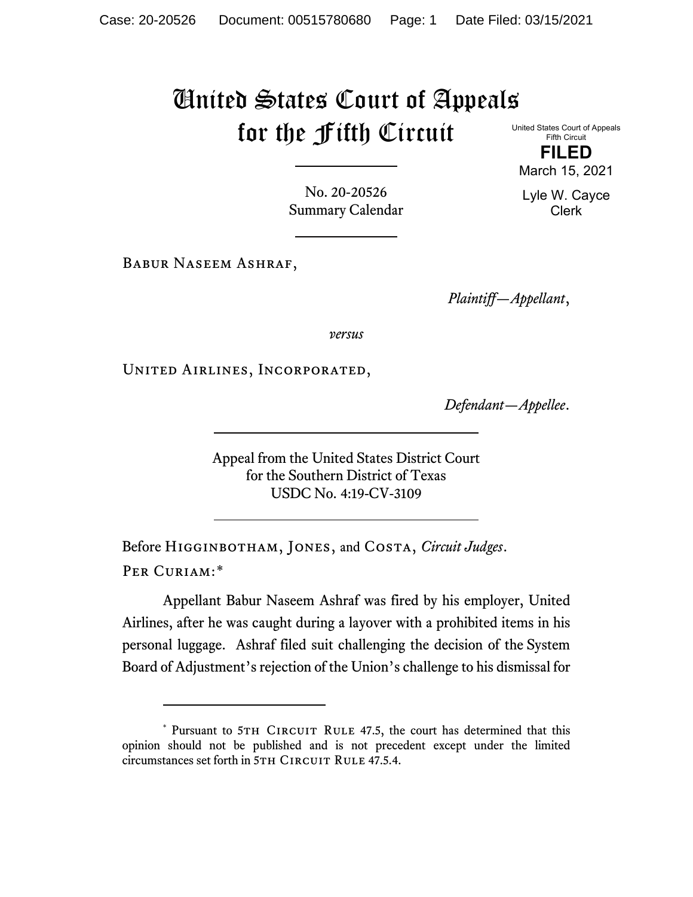# United States Court of Appeals for the Fifth Circuit

United States Court of Appeals
Fifth Circuit

**FILED**

March 15, 2021

Lyle W. Cayce
Clerk

No. 20-20526
Summary Calendar

---

Babur Naseem Ashraf,

*Plaintiff—Appellant*,

*versus*

United Airlines, Incorporated,

*Defendant—Appellee*.

---

Appeal from the United States District Court
for the Southern District of Texas
USDC No. 4:19-CV-3109

---

Before Higginbotham, Jones, and Costa, *Circuit Judges*.

Per Curiam:*

Appellant Babur Naseem Ashraf was fired by his employer, United Airlines, after he was caught during a layover with a prohibited items in his personal luggage. Ashraf filed suit challenging the decision of the System Board of Adjustment's rejection of the Union's challenge to his dismissal for

---

* Pursuant to 5th Circuit Rule 47.5, the court has determined that this opinion should not be published and is not precedent except under the limited circumstances set forth in 5th Circuit Rule 47.5.4.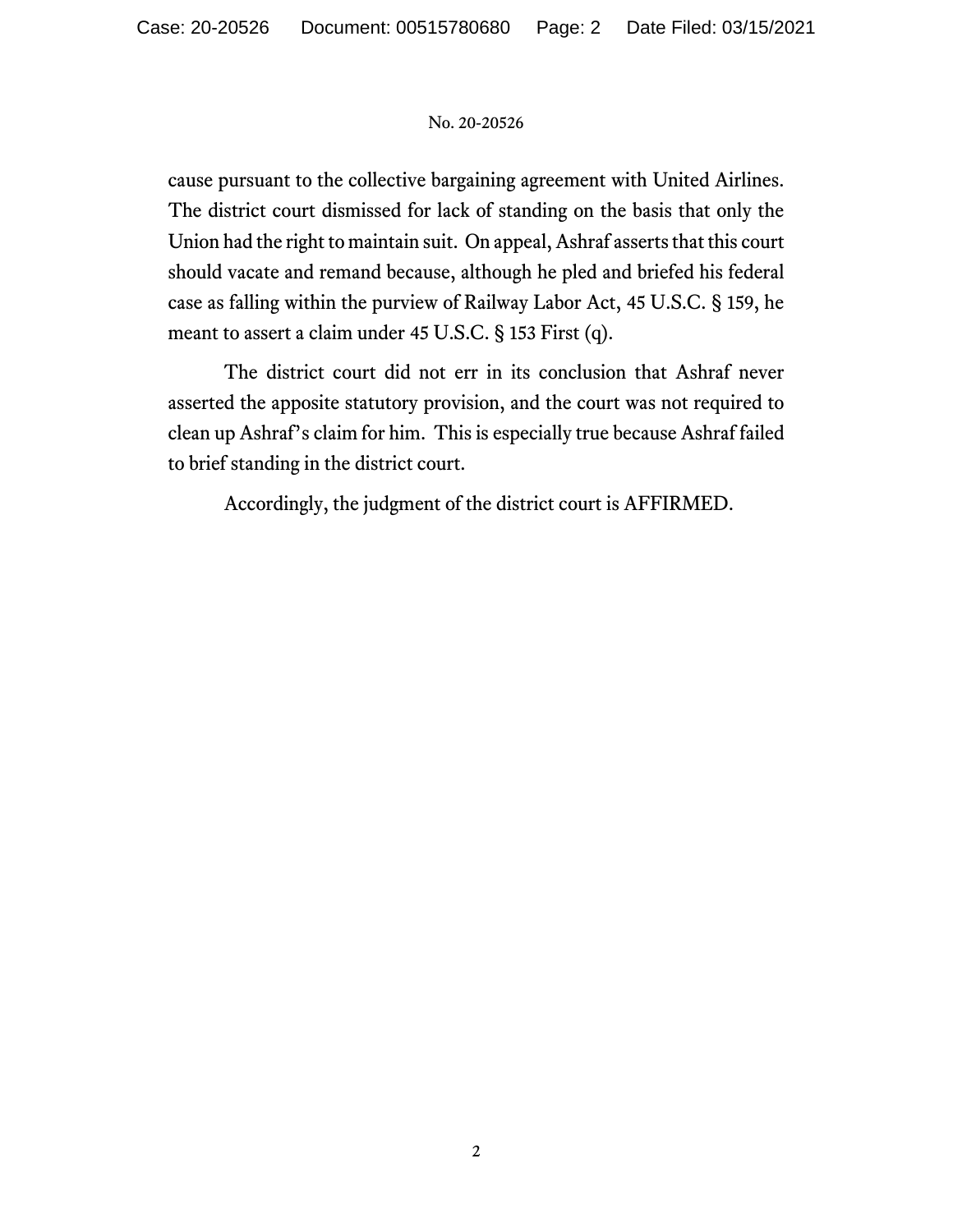cause pursuant to the collective bargaining agreement with United Airlines. The district court dismissed for lack of standing on the basis that only the Union had the right to maintain suit. On appeal, Ashraf asserts that this court should vacate and remand because, although he pled and briefed his federal case as falling within the purview of Railway Labor Act, 45 U.S.C. § 159, he meant to assert a claim under 45 U.S.C. § 153 First (q).

The district court did not err in its conclusion that Ashraf never asserted the apposite statutory provision, and the court was not required to clean up Ashraf's claim for him. This is especially true because Ashraf failed to brief standing in the district court.

Accordingly, the judgment of the district court is AFFIRMED.